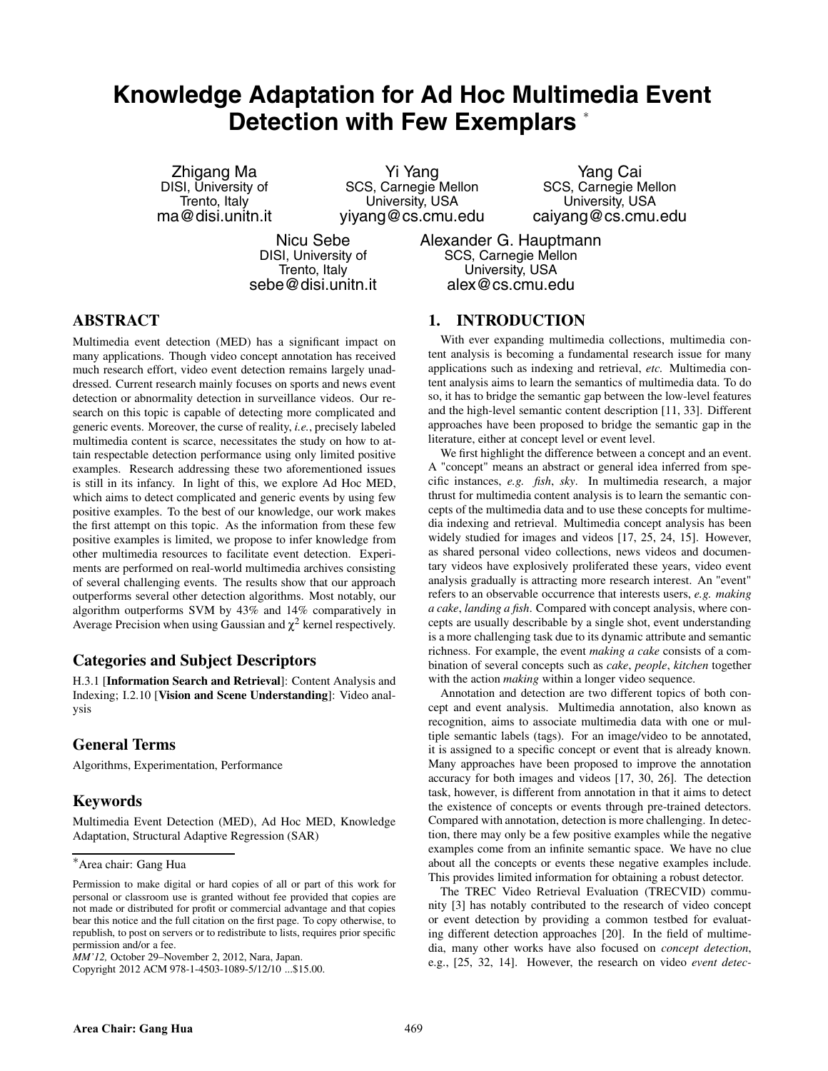# Knowledge Adaptation for Ad Hoc Multimedia Event Detection with Few Exemplars [*]

Zhigang Ma
DISI, University of Trento, Italy
ma@disi.unitn.it

Yi Yang
SCS, Carnegie Mellon University, USA
yiyang@cs.cmu.edu

Yang Cai
SCS, Carnegie Mellon University, USA
caiyang@cs.cmu.edu

Nicu Sebe
DISI, University of Trento, Italy
sebe@disi.unitn.it

Alexander G. Hauptmann
SCS, Carnegie Mellon University, USA
alex@cs.cmu.edu

## ABSTRACT

Multimedia event detection (MED) has a significant impact on many applications. Though video concept annotation has received much research effort, video event detection remains largely unaddressed. Current research mainly focuses on sports and news event detection or abnormality detection in surveillance videos. Our research on this topic is capable of detecting more complicated and generic events. Moreover, the curse of reality, *i.e.*, precisely labeled multimedia content is scarce, necessitates the study on how to attain respectable detection performance using only limited positive examples. Research addressing these two aforementioned issues is still in its infancy. In light of this, we explore Ad Hoc MED, which aims to detect complicated and generic events by using few positive examples. To the best of our knowledge, our work makes the first attempt on this topic. As the information from these few positive examples is limited, we propose to infer knowledge from other multimedia resources to facilitate event detection. Experiments are performed on real-world multimedia archives consisting of several challenging events. The results show that our approach outperforms several other detection algorithms. Most notably, our algorithm outperforms SVM by 43% and 14% comparatively in Average Precision when using Gaussian and $\chi^2$ kernel respectively.

### Categories and Subject Descriptors

H.3.1 [**Information Search and Retrieval**]: Content Analysis and Indexing; I.2.10 [**Vision and Scene Understanding**]: Video analysis

### General Terms

Algorithms, Experimentation, Performance

### Keywords

Multimedia Event Detection (MED), Ad Hoc MED, Knowledge Adaptation, Structural Adaptive Regression (SAR)

[*]Area chair: Gang Hua

Permission to make digital or hard copies of all or part of this work for personal or classroom use is granted without fee provided that copies are not made or distributed for profit or commercial advantage and that copies bear this notice and the full citation on the first page. To copy otherwise, to republish, to post on servers or to redistribute to lists, requires prior specific permission and/or a fee.
*MM'12,* October 29–November 2, 2012, Nara, Japan.
Copyright 2012 ACM 978-1-4503-1089-5/12/10 ...$15.00.

## 1. INTRODUCTION

With ever expanding multimedia collections, multimedia content analysis is becoming a fundamental research issue for many applications such as indexing and retrieval, *etc.* Multimedia content analysis aims to learn the semantics of multimedia data. To do so, it has to bridge the semantic gap between the low-level features and the high-level semantic content description [11, 33]. Different approaches have been proposed to bridge the semantic gap in the literature, either at concept level or event level.

We first highlight the difference between a concept and an event. A "concept" means an abstract or general idea inferred from specific instances, *e.g. fish*, *sky*. In multimedia research, a major thrust for multimedia content analysis is to learn the semantic concepts of the multimedia data and to use these concepts for multimedia indexing and retrieval. Multimedia concept analysis has been widely studied for images and videos [17, 25, 24, 15]. However, as shared personal video collections, news videos and documentary videos have explosively proliferated these years, video event analysis gradually is attracting more research interest. An "event" refers to an observable occurrence that interests users, *e.g. making a cake*, *landing a fish*. Compared with concept analysis, where concepts are usually describable by a single shot, event understanding is a more challenging task due to its dynamic attribute and semantic richness. For example, the event *making a cake* consists of a combination of several concepts such as *cake*, *people*, *kitchen* together with the action *making* within a longer video sequence.

Annotation and detection are two different topics of both concept and event analysis. Multimedia annotation, also known as recognition, aims to associate multimedia data with one or multiple semantic labels (tags). For an image/video to be annotated, it is assigned to a specific concept or event that is already known. Many approaches have been proposed to improve the annotation accuracy for both images and videos [17, 30, 26]. The detection task, however, is different from annotation in that it aims to detect the existence of concepts or events through pre-trained detectors. Compared with annotation, detection is more challenging. In detection, there may only be a few positive examples while the negative examples come from an infinite semantic space. We have no clue about all the concepts or events these negative examples include. This provides limited information for obtaining a robust detector.

The TREC Video Retrieval Evaluation (TRECVID) community [3] has notably contributed to the research of video concept or event detection by providing a common testbed for evaluating different detection approaches [20]. In the field of multimedia, many other works have also focused on *concept detection*, e.g., [25, 32, 14]. However, the research on video *event detec-*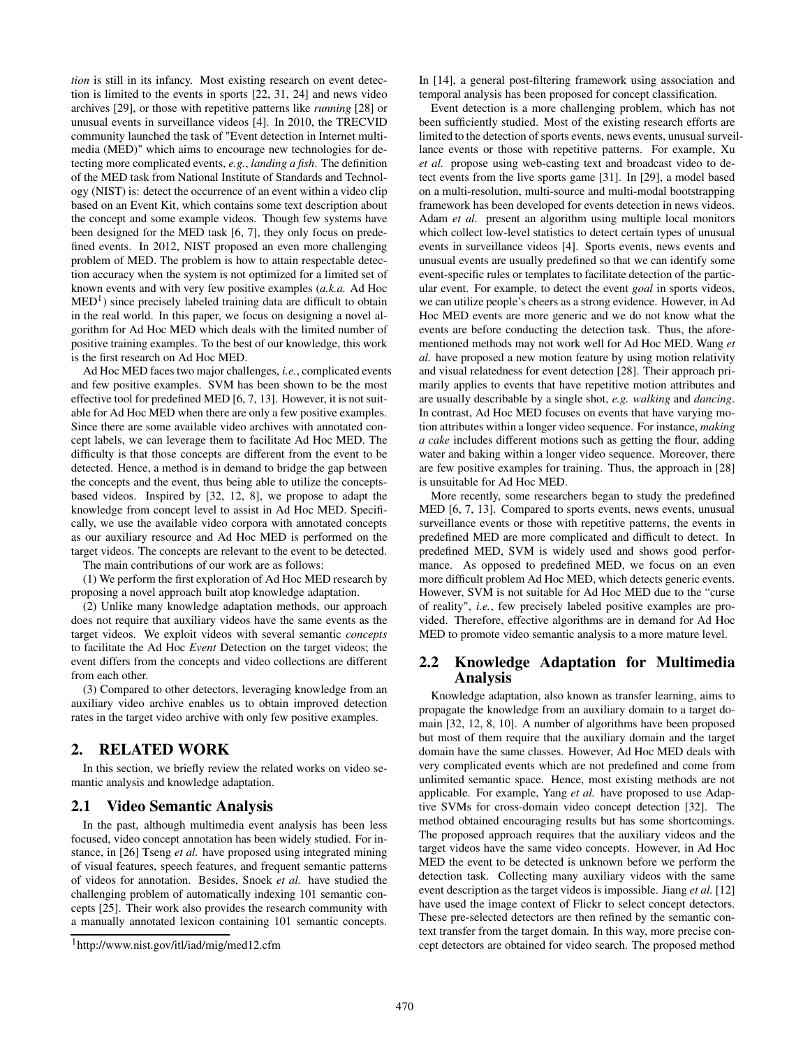*tion* is still in its infancy. Most existing research on event detection is limited to the events in sports [22, 31, 24] and news video archives [29], or those with repetitive patterns like *running* [28] or unusual events in surveillance videos [4]. In 2010, the TRECVID community launched the task of "Event detection in Internet multimedia (MED)" which aims to encourage new technologies for detecting more complicated events, *e.g.*, *landing a fish*. The definition of the MED task from National Institute of Standards and Technology (NIST) is: detect the occurrence of an event within a video clip based on an Event Kit, which contains some text description about the concept and some example videos. Though few systems have been designed for the MED task [6, 7], they only focus on predefined events. In 2012, NIST proposed an even more challenging problem of MED. The problem is how to attain respectable detection accuracy when the system is not optimized for a limited set of known events and with very few positive examples (*a.k.a.* Ad Hoc MED[1]) since precisely labeled training data are difficult to obtain in the real world. In this paper, we focus on designing a novel algorithm for Ad Hoc MED which deals with the limited number of positive training examples. To the best of our knowledge, this work is the first research on Ad Hoc MED.

Ad Hoc MED faces two major challenges, *i.e.*, complicated events and few positive examples. SVM has been shown to be the most effective tool for predefined MED [6, 7, 13]. However, it is not suitable for Ad Hoc MED when there are only a few positive examples. Since there are some available video archives with annotated concept labels, we can leverage them to facilitate Ad Hoc MED. The difficulty is that those concepts are different from the event to be detected. Hence, a method is in demand to bridge the gap between the concepts and the event, thus being able to utilize the concepts-based videos. Inspired by [32, 12, 8], we propose to adapt the knowledge from concept level to assist in Ad Hoc MED. Specifically, we use the available video corpora with annotated concepts as our auxiliary resource and Ad Hoc MED is performed on the target videos. The concepts are relevant to the event to be detected.

The main contributions of our work are as follows:

(1) We perform the first exploration of Ad Hoc MED research by proposing a novel approach built atop knowledge adaptation.

(2) Unlike many knowledge adaptation methods, our approach does not require that auxiliary videos have the same events as the target videos. We exploit videos with several semantic *concepts* to facilitate the Ad Hoc *Event* Detection on the target videos; the event differs from the concepts and video collections are different from each other.

(3) Compared to other detectors, leveraging knowledge from an auxiliary video archive enables us to obtain improved detection rates in the target video archive with only few positive examples.

## 2. RELATED WORK

In this section, we briefly review the related works on video semantic analysis and knowledge adaptation.

### 2.1 Video Semantic Analysis

In the past, although multimedia event analysis has been less focused, video concept annotation has been widely studied. For instance, in [26] Tseng *et al.* have proposed using integrated mining of visual features, speech features, and frequent semantic patterns of videos for annotation. Besides, Snoek *et al.* have studied the challenging problem of automatically indexing 101 semantic concepts [25]. Their work also provides the research community with a manually annotated lexicon containing 101 semantic concepts. In [14], a general post-filtering framework using association and temporal analysis has been proposed for concept classification.

Event detection is a more challenging problem, which has not been sufficiently studied. Most of the existing research efforts are limited to the detection of sports events, news events, unusual surveillance events or those with repetitive patterns. For example, Xu *et al.* propose using web-casting text and broadcast video to detect events from the live sports game [31]. In [29], a model based on a multi-resolution, multi-source and multi-modal bootstrapping framework has been developed for events detection in news videos. Adam *et al.* present an algorithm using multiple local monitors which collect low-level statistics to detect certain types of unusual events in surveillance videos [4]. Sports events, news events and unusual events are usually predefined so that we can identify some event-specific rules or templates to facilitate detection of the particular event. For example, to detect the event *goal* in sports videos, we can utilize people's cheers as a strong evidence. However, in Ad Hoc MED events are more generic and we do not know what the events are before conducting the detection task. Thus, the aforementioned methods may not work well for Ad Hoc MED. Wang *et al.* have proposed a new motion feature by using motion relativity and visual relatedness for event detection [28]. Their approach primarily applies to events that have repetitive motion attributes and are usually describable by a single shot, *e.g. walking* and *dancing*. In contrast, Ad Hoc MED focuses on events that have varying motion attributes within a longer video sequence. For instance, *making a cake* includes different motions such as getting the flour, adding water and baking within a longer video sequence. Moreover, there are few positive examples for training. Thus, the approach in [28] is unsuitable for Ad Hoc MED.

More recently, some researchers began to study the predefined MED [6, 7, 13]. Compared to sports events, news events, unusual surveillance events or those with repetitive patterns, the events in predefined MED are more complicated and difficult to detect. In predefined MED, SVM is widely used and shows good performance. As opposed to predefined MED, we focus on an even more difficult problem Ad Hoc MED, which detects generic events. However, SVM is not suitable for Ad Hoc MED due to the "curse of reality", *i.e.*, few precisely labeled positive examples are provided. Therefore, effective algorithms are in demand for Ad Hoc MED to promote video semantic analysis to a more mature level.

### 2.2 Knowledge Adaptation for Multimedia Analysis

Knowledge adaptation, also known as transfer learning, aims to propagate the knowledge from an auxiliary domain to a target domain [32, 12, 8, 10]. A number of algorithms have been proposed but most of them require that the auxiliary domain and the target domain have the same classes. However, Ad Hoc MED deals with very complicated events which are not predefined and come from unlimited semantic space. Hence, most existing methods are not applicable. For example, Yang *et al.* have proposed to use Adaptive SVMs for cross-domain video concept detection [32]. The method obtained encouraging results but has some shortcomings. The proposed approach requires that the auxiliary videos and the target videos have the same video concepts. However, in Ad Hoc MED the event to be detected is unknown before we perform the detection task. Collecting many auxiliary videos with the same event description as the target videos is impossible. Jiang *et al.* [12] have used the image context of Flickr to select concept detectors. These pre-selected detectors are then refined by the semantic context transfer from the target domain. In this way, more precise concept detectors are obtained for video search. The proposed method

[1] http://www.nist.gov/itl/iad/mig/med12.cfm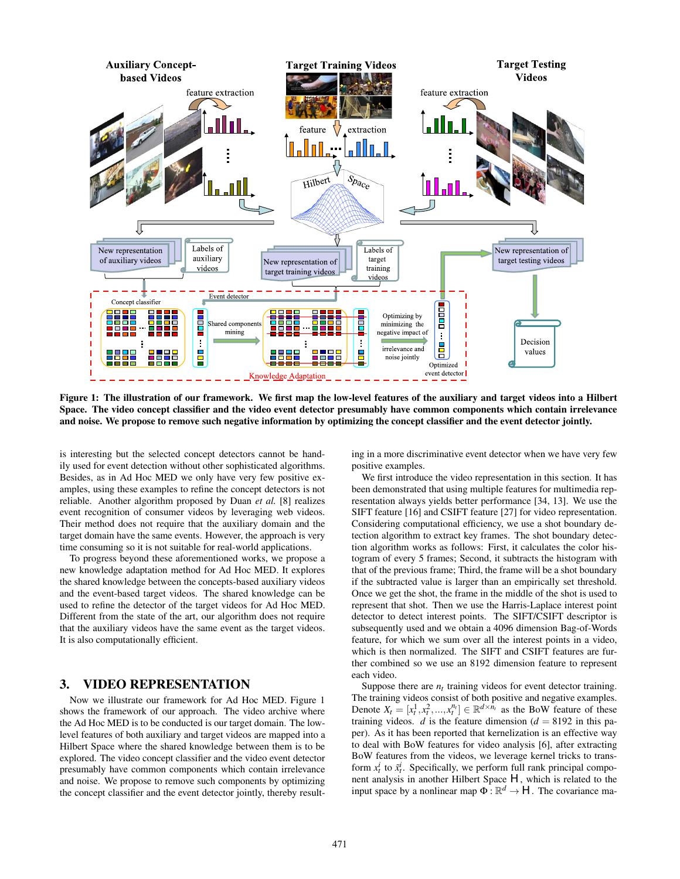**Figure 1: The illustration of our framework. We first map the low-level features of the auxiliary and target videos into a Hilbert Space. The video concept classifier and the video event detector presumably have common components which contain irrelevance and noise. We propose to remove such negative information by optimizing the concept classifier and the event detector jointly.**

is interesting but the selected concept detectors cannot be handily used for event detection without other sophisticated algorithms. Besides, as in Ad Hoc MED we only have very few positive examples, using these examples to refine the concept detectors is not reliable. Another algorithm proposed by Duan *et al.* [8] realizes event recognition of consumer videos by leveraging web videos. Their method does not require that the auxiliary domain and the target domain have the same events. However, the approach is very time consuming so it is not suitable for real-world applications.

To progress beyond these aforementioned works, we propose a new knowledge adaptation method for Ad Hoc MED. It explores the shared knowledge between the concepts-based auxiliary videos and the event-based target videos. The shared knowledge can be used to refine the detector of the target videos for Ad Hoc MED. Different from the state of the art, our algorithm does not require that the auxiliary videos have the same event as the target videos. It is also computationally efficient.

## 3. VIDEO REPRESENTATION

Now we illustrate our framework for Ad Hoc MED. Figure 1 shows the framework of our approach. The video archive where the Ad Hoc MED is to be conducted is our target domain. The low-level features of both auxiliary and target videos are mapped into a Hilbert Space where the shared knowledge between them is to be explored. The video concept classifier and the video event detector presumably have common components which contain irrelevance and noise. We propose to remove such components by optimizing the concept classifier and the event detector jointly, thereby resulting in a more discriminative event detector when we have very few positive examples.

We first introduce the video representation in this section. It has been demonstrated that using multiple features for multimedia representation always yields better performance [34, 13]. We use the SIFT feature [16] and CSIFT feature [27] for video representation. Considering computational efficiency, we use a shot boundary detection algorithm to extract key frames. The shot boundary detection algorithm works as follows: First, it calculates the color histogram of every 5 frames; Second, it subtracts the histogram with that of the previous frame; Third, the frame will be a shot boundary if the subtracted value is larger than an empirically set threshold. Once we get the shot, the frame in the middle of the shot is used to represent that shot. Then we use the Harris-Laplace interest point detector to detect interest points. The SIFT/CSIFT descriptor is subsequently used and we obtain a 4096 dimension Bag-of-Words feature, for which we sum over all the interest points in a video, which is then normalized. The SIFT and CSIFT features are further combined so we use an 8192 dimension feature to represent each video.

Suppose there are $n_t$ training videos for event detector training. The training videos consist of both positive and negative examples. Denote $X_t = [x_t^1, x_t^2, ..., x_t^{n_t}] \in \mathbb{R}^{d \times n_t}$ as the BoW feature of these training videos. $d$ is the feature dimension ($d = 8192$ in this paper). As it has been reported that kernelization is an effective way to deal with BoW features for video analysis [6], after extracting BoW features from the videos, we leverage kernel tricks to transform $x_t^i$ to $\tilde{x}_t^i$. Specifically, we perform full rank principal component analysis in another Hilbert Space $\mathsf{H}$, which is related to the input space by a nonlinear map $\Phi : \mathbb{R}^d \rightarrow \mathsf{H}$. The covariance ma-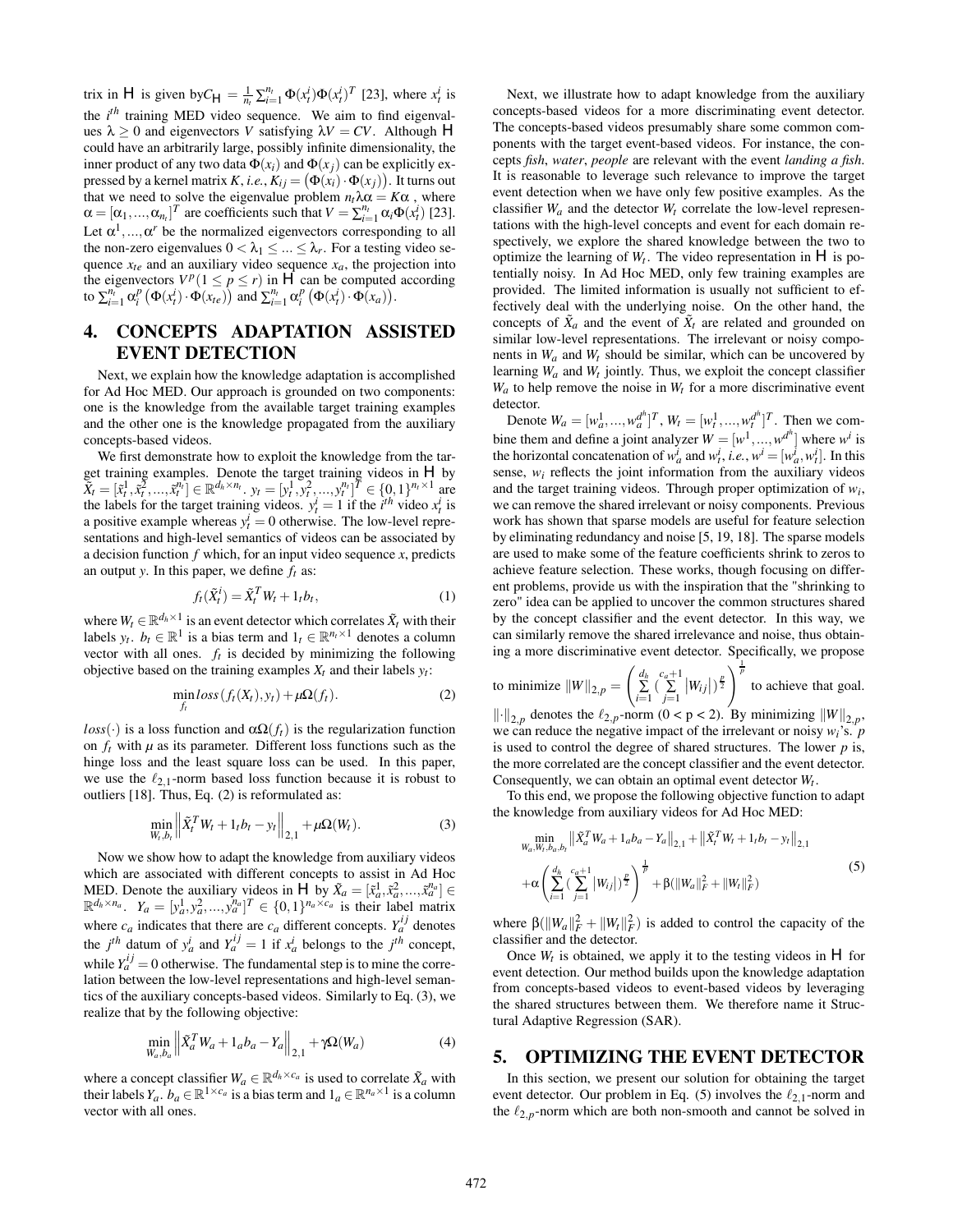trix in $\mathsf{H}$ is given by$C_{\mathsf{H}} = \frac{1}{n_t}\sum_{i=1}^{n_t}\Phi(x_t^i)\Phi(x_t^i)^T$ [23], where $x_t^i$ is the $i^{th}$ training MED video sequence. We aim to find eigenvalues $\lambda \geq 0$ and eigenvectors $V$ satisfying $\lambda V = CV$. Although $\mathsf{H}$ could have an arbitrarily large, possibly infinite dimensionality, the inner product of any two data $\Phi(x_i)$ and $\Phi(x_j)$ can be explicitly expressed by a kernel matrix $K$, *i.e.*, $K_{ij} = \left(\Phi(x_i)\cdot\Phi(x_j)\right)$. It turns out that we need to solve the eigenvalue problem $n_t\lambda\alpha = K\alpha$ , where $\alpha = [\alpha_1, ..., \alpha_{n_t}]^T$ are coefficients such that $V = \sum_{i=1}^{n_t}\alpha_i\Phi(x_t^i)$ [23]. Let $\alpha^1, ..., \alpha^r$ be the normalized eigenvectors corresponding to all the non-zero eigenvalues $0 < \lambda_1 \leq ... \leq \lambda_r$. For a testing video sequence $x_{te}$ and an auxiliary video sequence $x_a$, the projection into the eigenvectors $V^p(1 \leq p \leq r)$ in $\mathsf{H}$ can be computed according to $\sum_{i=1}^{n_t}\alpha_i^p\left(\Phi(x_t^i)\cdot\Phi(x_{te})\right)$ and $\sum_{i=1}^{n_t}\alpha_i^p\left(\Phi(x_t^i)\cdot\Phi(x_a)\right)$.

## 4. CONCEPTS ADAPTATION ASSISTED EVENT DETECTION

Next, we explain how the knowledge adaptation is accomplished for Ad Hoc MED. Our approach is grounded on two components: one is the knowledge from the available target training examples and the other one is the knowledge propagated from the auxiliary concepts-based videos.

We first demonstrate how to exploit the knowledge from the target training examples. Denote the target training videos in $\mathsf{H}$ by $\tilde{X}_t = [\tilde{x}_t^1, \tilde{x}_t^2, ..., \tilde{x}_t^{n_t}] \in \mathbb{R}^{d_h\times n_t}$. $y_t = [y_t^1, y_t^2, ..., y_t^{n_t}]^T \in \{0,1\}^{n_t\times 1}$ are the labels for the target training videos. $y_t^i = 1$ if the $i^{th}$ video $x_t^i$ is a positive example whereas $y_t^i = 0$ otherwise. The low-level representations and high-level semantics of videos can be associated by a decision function $f$ which, for an input video sequence $x$, predicts an output $y$. In this paper, we define $f_t$ as:

$$f_t(\tilde{X}_t^i) = \tilde{X}_t^T W_t + 1_t b_t, \tag{1}$$

where $W_t \in \mathbb{R}^{d_h\times 1}$ is an event detector which correlates $\tilde{X}_t$ with their labels $y_t$. $b_t \in \mathbb{R}^1$ is a bias term and $1_t \in \mathbb{R}^{n_t\times 1}$ denotes a column vector with all ones. $f_t$ is decided by minimizing the following objective based on the training examples $X_t$ and their labels $y_t$:

$$\min_{f_t} loss(f_t(X_t), y_t) + \mu\Omega(f_t). \tag{2}$$

$loss(\cdot)$ is a loss function and $\alpha\Omega(f_t)$ is the regularization function on $f_t$ with $\mu$ as its parameter. Different loss functions such as the hinge loss and the least square loss can be used. In this paper, we use the $\ell_{2,1}$-norm based loss function because it is robust to outliers [18]. Thus, Eq. (2) is reformulated as:

$$\min_{W_t, b_t} \left\| \tilde{X}_t^T W_t + 1_t b_t - y_t \right\|_{2,1} + \mu\Omega(W_t). \tag{3}$$

Now we show how to adapt the knowledge from auxiliary videos which are associated with different concepts to assist in Ad Hoc MED. Denote the auxiliary videos in $\mathsf{H}$ by $\tilde{X}_a = [\tilde{x}_a^1, \tilde{x}_a^2, ..., \tilde{x}_a^{n_a}] \in \mathbb{R}^{d_h\times n_a}$. $Y_a = [y_a^1, y_a^2, ..., y_a^{n_a}]^T \in \{0,1\}^{n_a\times c_a}$ is their label matrix where $c_a$ indicates that there are $c_a$ different concepts. $Y_a^{ij}$ denotes the $j^{th}$ datum of $y_a^i$ and $Y_a^{ij} = 1$ if $x_a^i$ belongs to the $j^{th}$ concept, while $Y_a^{ij} = 0$ otherwise. The fundamental step is to mine the correlation between the low-level representations and high-level semantics of the auxiliary concepts-based videos. Similarly to Eq. (3), we realize that by the following objective:

$$\min_{W_a, b_a} \left\| \tilde{X}_a^T W_a + 1_a b_a - Y_a \right\|_{2,1} + \gamma\Omega(W_a) \tag{4}$$

where a concept classifier $W_a \in \mathbb{R}^{d_h\times c_a}$ is used to correlate $\tilde{X}_a$ with their labels $Y_a$. $b_a \in \mathbb{R}^{1\times c_a}$ is a bias term and $1_a \in \mathbb{R}^{n_a\times 1}$ is a column vector with all ones.

Next, we illustrate how to adapt knowledge from the auxiliary concepts-based videos for a more discriminating event detector. The concepts-based videos presumably share some common components with the target event-based videos. For instance, the concepts *fish*, *water*, *people* are relevant with the event *landing a fish*. It is reasonable to leverage such relevance to improve the target event detection when we have only very few positive examples. As the classifier $W_a$ and the detector $W_t$ correlate the low-level representations with the high-level concepts and event for each domain respectively, we explore the shared knowledge between the two to optimize the learning of $W_t$. The video representation in $\mathsf{H}$ is potentially noisy. In Ad Hoc MED, only few training examples are provided. The limited information is usually not sufficient to effectively deal with the underlying noise. On the other hand, the concepts of $\tilde{X}_a$ and the event of $\tilde{X}_t$ are related and grounded on similar low-level representations. The irrelevant or noisy components in $W_a$ and $W_t$ should be similar, which can be uncovered by learning $W_a$ and $W_t$ jointly. Thus, we exploit the concept classifier $W_a$ to help remove the noise in $W_t$ for a more discriminative event detector.

Denote $W_a = [w_a^1, ..., w_a^{d_h}]^T$, $W_t = [w_t^1, ..., w_t^{d_h}]^T$. Then we combine them and define a joint analyzer $W = [w^1, ..., w^{d_h}]$ where $w^i$ is the horizontal concatenation of $w_a^i$ and $w_t^i$, *i.e.*, $w^i = [w_a^i, w_t^i]$. In this sense, $w_i$ reflects the joint information from the auxiliary videos and the target training videos. Through proper optimization of $w_i$, we can remove the shared irrelevant or noisy components. Previous work has shown that sparse models are useful for feature selection by eliminating redundancy and noise [5, 19, 18]. The sparse models are used to make some of the feature coefficients shrink to zeros to achieve feature selection. These works, though focusing on different problems, provide us with the inspiration that the "shrinking to zero" idea can be applied to uncover the common structures shared by the concept classifier and the event detector. In this way, we can similarly remove the shared irrelevance and noise, thus obtaining a more discriminative event detector. Specifically, we propose to minimize $\|W\|_{2,p} = \left(\sum_{i=1}^{d_h}(\sum_{j=1}^{c_a+1}|W_{ij}|)^{\frac{p}{2}}\right)^{\frac{1}{p}}$ to achieve that goal. $\|\cdot\|_{2,p}$ denotes the $\ell_{2,p}$-norm (0 < p < 2). By minimizing $\|W\|_{2,p}$, we can reduce the negative impact of the irrelevant or noisy $w_i$'s. $p$ is used to control the degree of shared structures. The lower $p$ is, the more correlated are the concept classifier and the event detector. Consequently, we can obtain an optimal event detector $W_t$.

To this end, we propose the following objective function to adapt the knowledge from auxiliary videos for Ad Hoc MED:

$$\begin{aligned} &\min_{W_a, W_t, b_a, b_t} \left\| \tilde{X}_a^T W_a + 1_a b_a - Y_a \right\|_{2,1} + \left\| \tilde{X}_t^T W_t + 1_t b_t - y_t \right\|_{2,1} \\ &+\alpha\left(\sum_{i=1}^{d_h}(\sum_{j=1}^{c_a+1}|W_{ij}|)^{\frac{p}{2}}\right)^{\frac{1}{p}} + \beta(\|W_a\|_F^2 + \|W_t\|_F^2) \end{aligned} \tag{5}$$

where $\beta(\|W_a\|_F^2 + \|W_t\|_F^2)$ is added to control the capacity of the classifier and the detector.

Once $W_t$ is obtained, we apply it to the testing videos in $\mathsf{H}$ for event detection. Our method builds upon the knowledge adaptation from concepts-based videos to event-based videos by leveraging the shared structures between them. We therefore name it Structural Adaptive Regression (SAR).

## 5. OPTIMIZING THE EVENT DETECTOR

In this section, we present our solution for obtaining the target event detector. Our problem in Eq. (5) involves the $\ell_{2,1}$-norm and the $\ell_{2,p}$-norm which are both non-smooth and cannot be solved in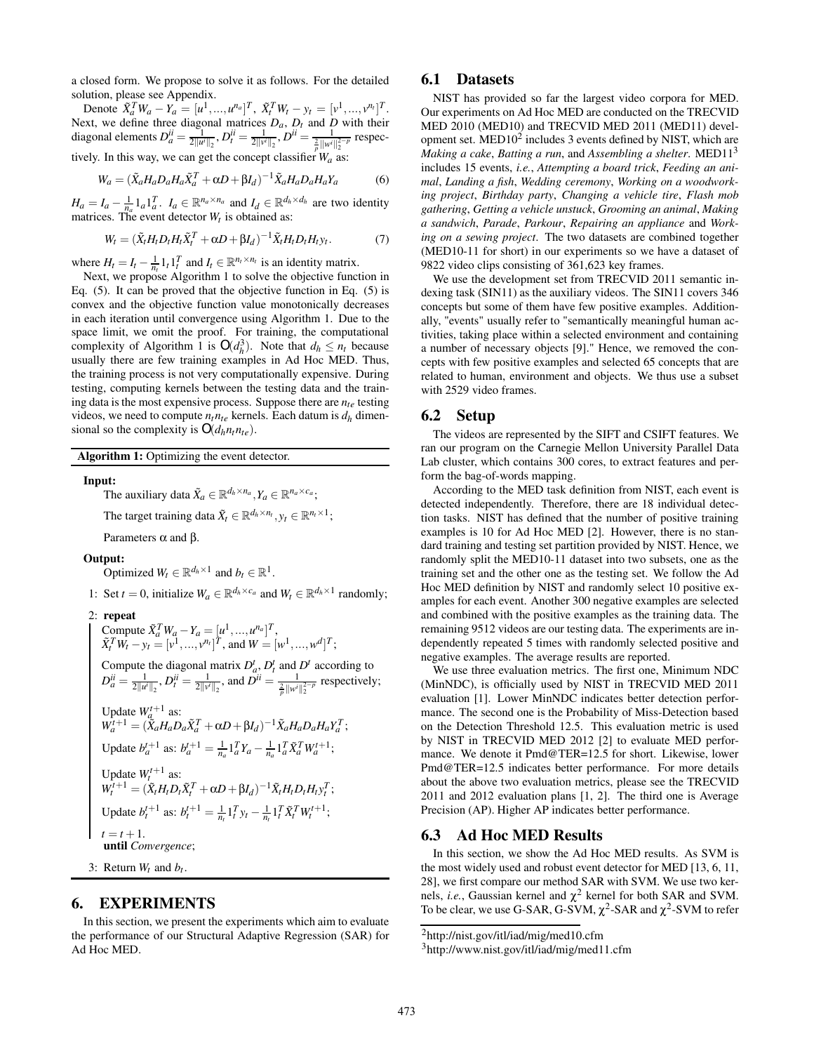a closed form. We propose to solve it as follows. For the detailed solution, please see Appendix.

Denote $\tilde{X}_a^T W_a - Y_a = [u^1, ..., u^{n_a}]^T$, $\tilde{X}_t^T W_t - y_t = [v^1, ..., v^{n_t}]^T$. Next, we define three diagonal matrices $D_a$, $D_t$ and $D$ with their diagonal elements $D_a^{ii} = \frac{1}{2\|u^i\|_2}$, $D_t^{ii} = \frac{1}{2\|v^i\|_2}$, $D^{ii} = \frac{1}{\frac{2}{p}\|w^i\|_2^{2-p}}$ respectively. In this way, we can get the concept classifier $W_a$ as:

$$W_a = (\tilde{X}_a H_a D_a H_a \tilde{X}_a^T + \alpha D + \beta I_d)^{-1} \tilde{X}_a H_a D_a H_a Y_a \tag{6}$$

$H_a = I_a - \frac{1}{n_a} 1_a 1_a^T$. $I_a \in \mathbb{R}^{n_a \times n_a}$ and $I_d \in \mathbb{R}^{d_h \times d_h}$ are two identity matrices. The event detector $W_t$ is obtained as:

$$W_t = (\tilde{X}_t H_t D_t H_t \tilde{X}_t^T + \alpha D + \beta I_d)^{-1} \tilde{X}_t H_t D_t H_t y_t. \tag{7}$$

where $H_t = I_t - \frac{1}{n_t} 1_t 1_t^T$ and $I_t \in \mathbb{R}^{n_t \times n_t}$ is an identity matrix.

Next, we propose Algorithm 1 to solve the objective function in Eq. (5). It can be proved that the objective function in Eq. (5) is convex and the objective function value monotonically decreases in each iteration until convergence using Algorithm 1. Due to the space limit, we omit the proof. For training, the computational complexity of Algorithm 1 is $O(d_h^3)$. Note that $d_h \le n_t$ because usually there are few training examples in Ad Hoc MED. Thus, the training process is not very computationally expensive. During testing, computing kernels between the testing data and the training data is the most expensive process. Suppose there are $n_{te}$ testing videos, we need to compute $n_t n_{te}$ kernels. Each datum is $d_h$ dimensional so the complexity is $O(d_h n_t n_{te})$.

**Algorithm 1:** Optimizing the event detector.

**Input:**

The auxiliary data $\tilde{X}_a \in \mathbb{R}^{d_h \times n_a}, Y_a \in \mathbb{R}^{n_a \times c_a}$;

The target training data $\tilde{X}_t \in \mathbb{R}^{d_h \times n_t}, y_t \in \mathbb{R}^{n_t \times 1}$;

Parameters $\alpha$ and $\beta$.

**Output:**

Optimized $W_t \in \mathbb{R}^{d_h \times 1}$ and $b_t \in \mathbb{R}^1$.

1: Set $t = 0$, initialize $W_a \in \mathbb{R}^{d_h \times c_a}$ and $W_t \in \mathbb{R}^{d_h \times 1}$ randomly;

2: **repeat**

Compute $\tilde{X}_a^T W_a - Y_a = [u^1, ..., u^{n_a}]^T$, $\tilde{X}_t^T W_t - y_t = [v^1, ..., v^{n_t}]^T$, and $W = [w^1, ..., w^d]^T$;

Compute the diagonal matrix $D_a^t$, $D_t^t$ and $D^t$ according to $D_a^{ii} = \frac{1}{2\|u^i\|_2}$, $D_t^{ii} = \frac{1}{2\|v^i\|_2}$, and $D^{ii} = \frac{1}{\frac{2}{p}\|w^i\|_2^{2-p}}$ respectively;

Update $W_a^{t+1}$ as: $W_a^{t+1} = (\tilde{X}_a H_a D_a \tilde{X}_a^T + \alpha D + \beta I_d)^{-1} \tilde{X}_a H_a D_a H_a Y_a^T$;

Update $b_a^{t+1}$ as: $b_a^{t+1} = \frac{1}{n_a} 1_a^T Y_a - \frac{1}{n_a} 1_a^T \tilde{X}_a^T W_a^{t+1}$;

Update $W_t^{t+1}$ as: $W_t^{t+1} = (\tilde{X}_t H_t D_t \tilde{X}_t^T + \alpha D + \beta I_d)^{-1} \tilde{X}_t H_t D_t H_t y_t^T$;

Update $b_t^{t+1}$ as: $b_t^{t+1} = \frac{1}{n_t} 1_t^T y_t - \frac{1}{n_t} 1_t^T \tilde{X}_t^T W_t^{t+1}$;

$t = t + 1$.

**until** *Convergence*;

3: Return $W_t$ and $b_t$.

# 6. EXPERIMENTS

In this section, we present the experiments which aim to evaluate the performance of our Structural Adaptive Regression (SAR) for Ad Hoc MED.

## 6.1 Datasets

NIST has provided so far the largest video corpora for MED. Our experiments on Ad Hoc MED are conducted on the TRECVID MED 2010 (MED10) and TRECVID MED 2011 (MED11) development set. MED10[2] includes 3 events defined by NIST, which are *Making a cake*, *Batting a run*, and *Assembling a shelter*. MED11[3] includes 15 events, *i.e.*, *Attempting a board trick*, *Feeding an animal*, *Landing a fish*, *Wedding ceremony*, *Working on a woodworking project*, *Birthday party*, *Changing a vehicle tire*, *Flash mob gathering*, *Getting a vehicle unstuck*, *Grooming an animal*, *Making a sandwich*, *Parade*, *Parkour*, *Repairing an appliance* and *Working on a sewing project*. The two datasets are combined together (MED10-11 for short) in our experiments so we have a dataset of 9822 video clips consisting of 361,623 key frames.

We use the development set from TRECVID 2011 semantic indexing task (SIN11) as the auxiliary videos. The SIN11 covers 346 concepts but some of them have few positive examples. Additionally, "events" usually refer to "semantically meaningful human activities, taking place within a selected environment and containing a number of necessary objects [9]." Hence, we removed the concepts with few positive examples and selected 65 concepts that are related to human, environment and objects. We thus use a subset with 2529 video frames.

## 6.2 Setup

The videos are represented by the SIFT and CSIFT features. We ran our program on the Carnegie Mellon University Parallel Data Lab cluster, which contains 300 cores, to extract features and perform the bag-of-words mapping.

According to the MED task definition from NIST, each event is detected independently. Therefore, there are 18 individual detection tasks. NIST has defined that the number of positive training examples is 10 for Ad Hoc MED [2]. However, there is no standard training and testing set partition provided by NIST. Hence, we randomly split the MED10-11 dataset into two subsets, one as the training set and the other one as the testing set. We follow the Ad Hoc MED definition by NIST and randomly select 10 positive examples for each event. Another 300 negative examples are selected and combined with the positive examples as the training data. The remaining 9512 videos are our testing data. The experiments are independently repeated 5 times with randomly selected positive and negative examples. The average results are reported.

We use three evaluation metrics. The first one, Minimum NDC (MinNDC), is officially used by NIST in TRECVID MED 2011 evaluation [1]. Lower MinNDC indicates better detection performance. The second one is the Probability of Miss-Detection based on the Detection Threshold 12.5. This evaluation metric is used by NIST in TRECVID MED 2012 [2] to evaluate MED performance. We denote it Pmd@TER=12.5 for short. Likewise, lower Pmd@TER=12.5 indicates better performance. For more details about the above two evaluation metrics, please see the TRECVID 2011 and 2012 evaluation plans [1, 2]. The third one is Average Precision (AP). Higher AP indicates better performance.

## 6.3 Ad Hoc MED Results

In this section, we show the Ad Hoc MED results. As SVM is the most widely used and robust event detector for MED [13, 6, 11, 28], we first compare our method SAR with SVM. We use two kernels, *i.e.*, Gaussian kernel and $\chi^2$ kernel for both SAR and SVM. To be clear, we use G-SAR, G-SVM, $\chi^2$-SAR and $\chi^2$-SVM to refer

[2] http://nist.gov/itl/iad/mig/med10.cfm

[3] http://www.nist.gov/itl/iad/mig/med11.cfm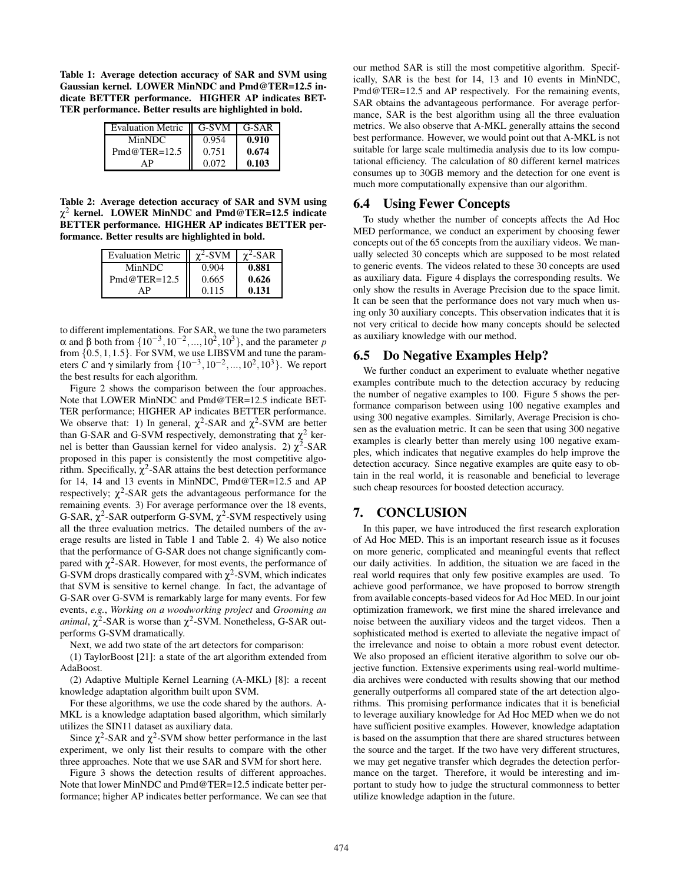**Table 1: Average detection accuracy of SAR and SVM using Gaussian kernel. LOWER MinNDC and Pmd@TER=12.5 indicate BETTER performance. HIGHER AP indicates BETTER performance. Better results are highlighted in bold.**

| Evaluation Metric | G-SVM | G-SAR |
|---|---|---|
| MinNDC | 0.954 | **0.910** |
| Pmd@TER=12.5 | 0.751 | **0.674** |
| AP | 0.072 | **0.103** |

**Table 2: Average detection accuracy of SAR and SVM using $\chi^2$ kernel. LOWER MinNDC and Pmd@TER=12.5 indicate BETTER performance. HIGHER AP indicates BETTER performance. Better results are highlighted in bold.**

| Evaluation Metric | $\chi^2$-SVM | $\chi^2$-SAR |
|---|---|---|
| MinNDC | 0.904 | **0.881** |
| Pmd@TER=12.5 | 0.665 | **0.626** |
| AP | 0.115 | **0.131** |

to different implementations. For SAR, we tune the two parameters $\alpha$ and $\beta$ both from $\{10^{-3}, 10^{-2}, ..., 10^2, 10^3\}$, and the parameter $p$ from $\{0.5, 1, 1.5\}$. For SVM, we use LIBSVM and tune the parameters $C$ and $\gamma$ similarly from $\{10^{-3}, 10^{-2}, ..., 10^2, 10^3\}$. We report the best results for each algorithm.

Figure 2 shows the comparison between the four approaches. Note that LOWER MinNDC and Pmd@TER=12.5 indicate BETTER performance; HIGHER AP indicates BETTER performance. We observe that: 1) In general, $\chi^2$-SAR and $\chi^2$-SVM are better than G-SAR and G-SVM respectively, demonstrating that $\chi^2$ kernel is better than Gaussian kernel for video analysis. 2) $\chi^2$-SAR proposed in this paper is consistently the most competitive algorithm. Specifically, $\chi^2$-SAR attains the best detection performance for 14, 14 and 13 events in MinNDC, Pmd@TER=12.5 and AP respectively; $\chi^2$-SAR gets the advantageous performance for the remaining events. 3) For average performance over the 18 events, G-SAR, $\chi^2$-SAR outperform G-SVM, $\chi^2$-SVM respectively using all the three evaluation metrics. The detailed numbers of the average results are listed in Table 1 and Table 2. 4) We also notice that the performance of G-SAR does not change significantly compared with $\chi^2$-SAR. However, for most events, the performance of G-SVM drops drastically compared with $\chi^2$-SVM, which indicates that SVM is sensitive to kernel change. In fact, the advantage of G-SAR over G-SVM is remarkably large for many events. For few events, *e.g.*, *Working on a woodworking project* and *Grooming an animal*, $\chi^2$-SAR is worse than $\chi^2$-SVM. Nonetheless, G-SAR outperforms G-SVM dramatically.

Next, we add two state of the art detectors for comparison:

(1) TaylorBoost [21]: a state of the art algorithm extended from AdaBoost.

(2) Adaptive Multiple Kernel Learning (A-MKL) [8]: a recent knowledge adaptation algorithm built upon SVM.

For these algorithms, we use the code shared by the authors. A-MKL is a knowledge adaptation based algorithm, which similarly utilizes the SIN11 dataset as auxiliary data.

Since $\chi^2$-SAR and $\chi^2$-SVM show better performance in the last experiment, we only list their results to compare with the other three approaches. Note that we use SAR and SVM for short here.

Figure 3 shows the detection results of different approaches. Note that lower MinNDC and Pmd@TER=12.5 indicate better performance; higher AP indicates better performance. We can see that our method SAR is still the most competitive algorithm. Specifically, SAR is the best for 14, 13 and 10 events in MinNDC, Pmd@TER=12.5 and AP respectively. For the remaining events, SAR obtains the advantageous performance. For average performance, SAR is the best algorithm using all the three evaluation metrics. We also observe that A-MKL generally attains the second best performance. However, we would point out that A-MKL is not suitable for large scale multimedia analysis due to its low computational efficiency. The calculation of 80 different kernel matrices consumes up to 30GB memory and the detection for one event is much more computationally expensive than our algorithm.

## 6.4 Using Fewer Concepts

To study whether the number of concepts affects the Ad Hoc MED performance, we conduct an experiment by choosing fewer concepts out of the 65 concepts from the auxiliary videos. We manually selected 30 concepts which are supposed to be most related to generic events. The videos related to these 30 concepts are used as auxiliary data. Figure 4 displays the corresponding results. We only show the results in Average Precision due to the space limit. It can be seen that the performance does not vary much when using only 30 auxiliary concepts. This observation indicates that it is not very critical to decide how many concepts should be selected as auxiliary knowledge with our method.

## 6.5 Do Negative Examples Help?

We further conduct an experiment to evaluate whether negative examples contribute much to the detection accuracy by reducing the number of negative examples to 100. Figure 5 shows the performance comparison between using 100 negative examples and using 300 negative examples. Similarly, Average Precision is chosen as the evaluation metric. It can be seen that using 300 negative examples is clearly better than merely using 100 negative examples, which indicates that negative examples do help improve the detection accuracy. Since negative examples are quite easy to obtain in the real world, it is reasonable and beneficial to leverage such cheap resources for boosted detection accuracy.

# 7. CONCLUSION

In this paper, we have introduced the first research exploration of Ad Hoc MED. This is an important research issue as it focuses on more generic, complicated and meaningful events that reflect our daily activities. In addition, the situation we are faced in the real world requires that only few positive examples are used. To achieve good performance, we have proposed to borrow strength from available concepts-based videos for Ad Hoc MED. In our joint optimization framework, we first mine the shared irrelevance and noise between the auxiliary videos and the target videos. Then a sophisticated method is exerted to alleviate the negative impact of the irrelevance and noise to obtain a more robust event detector. We also proposed an efficient iterative algorithm to solve our objective function. Extensive experiments using real-world multimedia archives were conducted with results showing that our method generally outperforms all compared state of the art detection algorithms. This promising performance indicates that it is beneficial to leverage auxiliary knowledge for Ad Hoc MED when we do not have sufficient positive examples. However, knowledge adaptation is based on the assumption that there are shared structures between the source and the target. If the two have very different structures, we may get negative transfer which degrades the detection performance on the target. Therefore, it would be interesting and important to study how to judge the structural commonness to better utilize knowledge adaption in the future.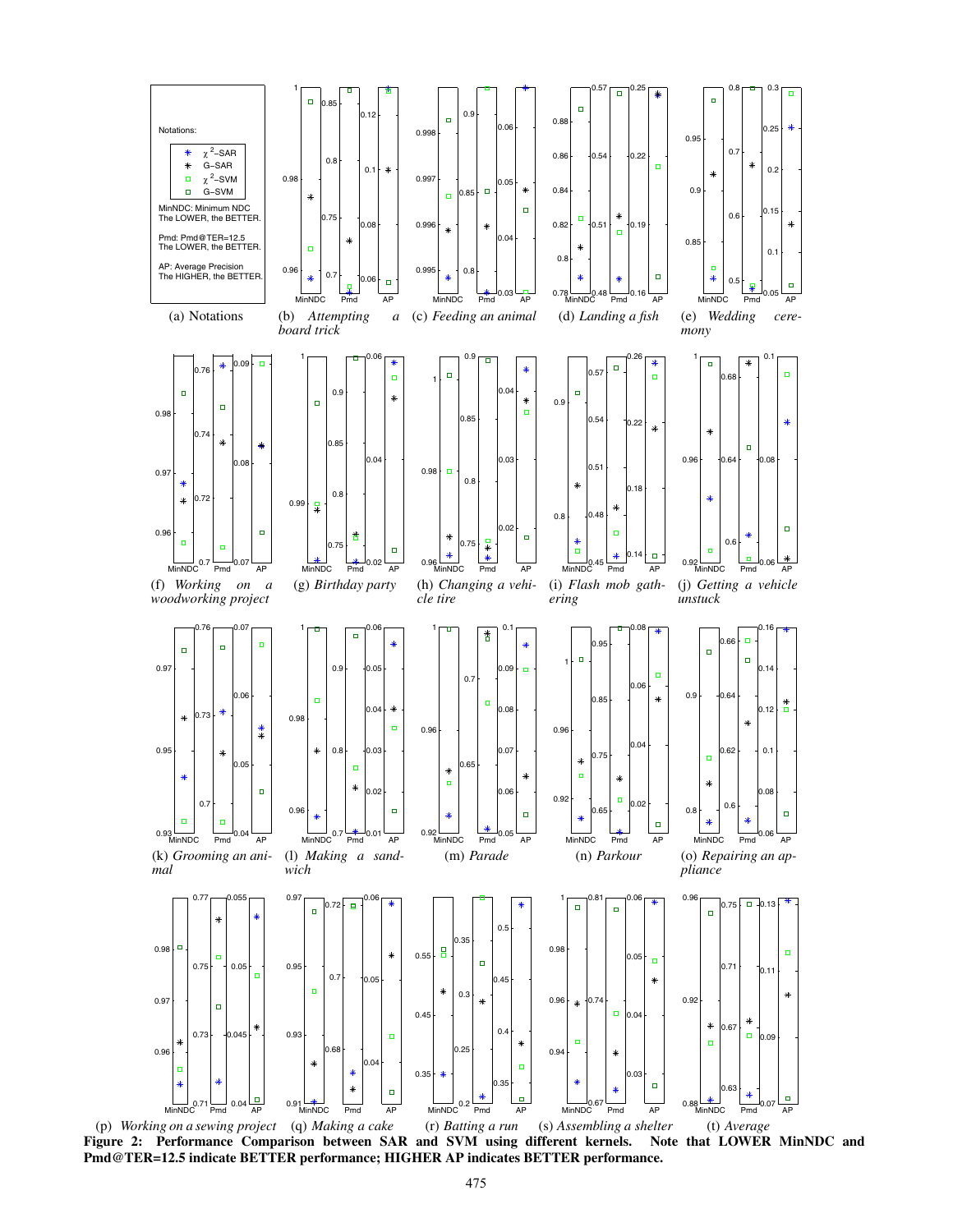(a) Notations

Notations:

- $\chi^2$–SAR
- G–SAR
- $\chi^2$–SVM
- G–SVM

MinNDC: Minimum NDC
The LOWER, the BETTER.

Pmd: Pmd@TER=12.5
The LOWER, the BETTER.

AP: Average Precision
The HIGHER, the BETTER.

(b) *Attempting a board trick* (c) *Feeding an animal* (d) *Landing a fish* (e) *Wedding ceremony*

(f) *Working on a woodworking project* (g) *Birthday party* (h) *Changing a vehicle tire* (i) *Flash mob gathering* (j) *Getting a vehicle unstuck*

(k) *Grooming an animal* (l) *Making a sandwich* (m) *Parade* (n) *Parkour* (o) *Repairing an appliance*

(p) *Working on a sewing project* (q) *Making a cake* (r) *Batting a run* (s) *Assembling a shelter* (t) *Average*

**Figure 2: Performance Comparison between SAR and SVM using different kernels. Note that LOWER MinNDC and Pmd@TER=12.5 indicate BETTER performance; HIGHER AP indicates BETTER performance.**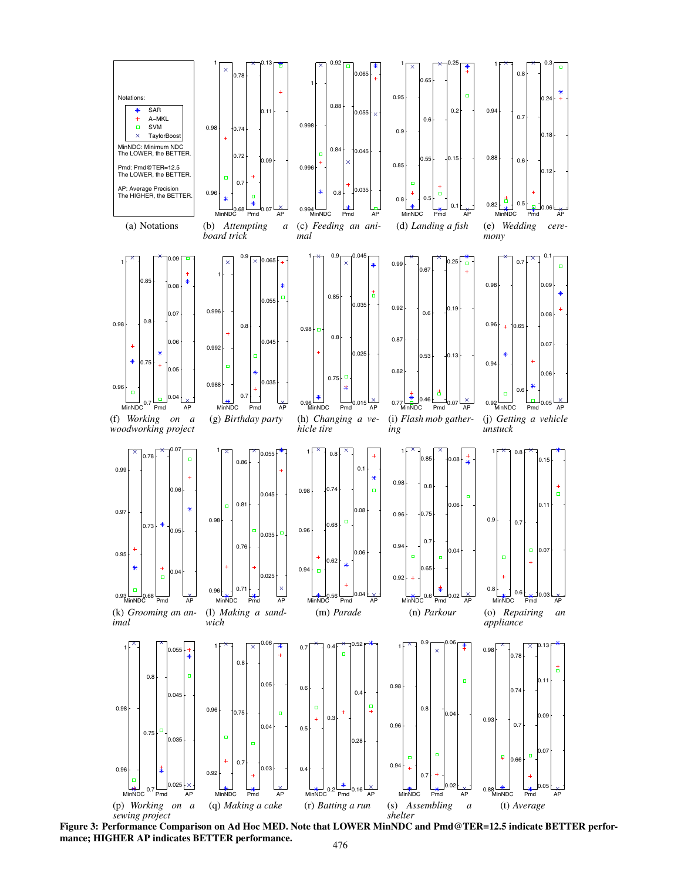Notations:

- SAR
- A–MKL
- SVM
- TaylorBoost

MinNDC: Minimum NDC
The LOWER, the BETTER.

Pmd: Pmd@TER=12.5
The LOWER, the BETTER.

AP: Average Precision
The HIGHER, the BETTER.

(a) Notations (b) *Attempting a board trick* (c) *Feeding an animal* (d) *Landing a fish* (e) *Wedding ceremony*

(f) *Working on a woodworking project* (g) *Birthday party* (h) *Changing a vehicle tire* (i) *Flash mob gathering* (j) *Getting a vehicle unstuck*

(k) *Grooming an animal* (l) *Making a sandwich* (m) *Parade* (n) *Parkour* (o) *Repairing an appliance*

(p) *Working on a sewing project* (q) *Making a cake* (r) *Batting a run* (s) *Assembling a shelter* (t) *Average*

**Figure 3: Performance Comparison on Ad Hoc MED. Note that LOWER MinNDC and Pmd@TER=12.5 indicate BETTER performance; HIGHER AP indicates BETTER performance.**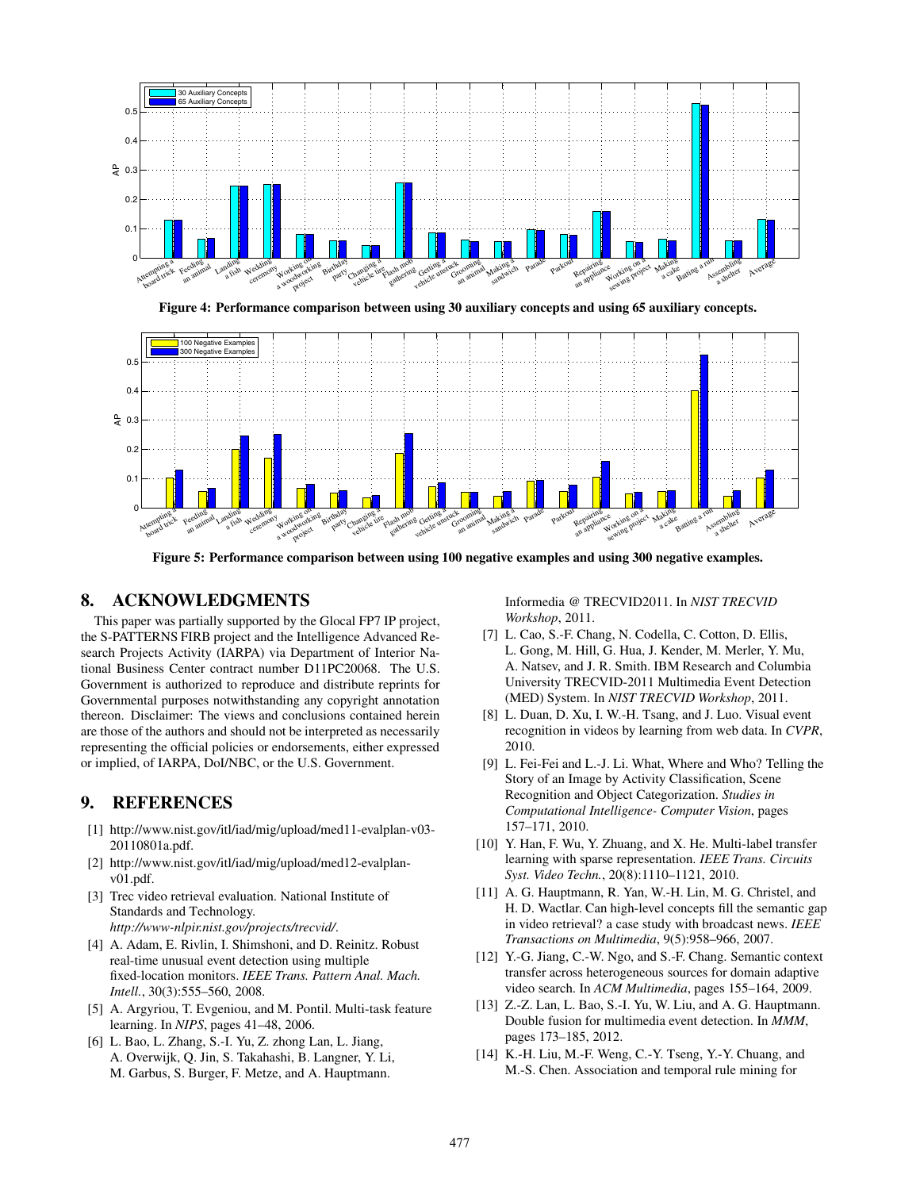Figure 4: Performance comparison between using 30 auxiliary concepts and using 65 auxiliary concepts.

Figure 5: Performance comparison between using 100 negative examples and using 300 negative examples.

## 8. ACKNOWLEDGMENTS

This paper was partially supported by the Glocal FP7 IP project, the S-PATTERNS FIRB project and the Intelligence Advanced Research Projects Activity (IARPA) via Department of Interior National Business Center contract number D11PC20068. The U.S. Government is authorized to reproduce and distribute reprints for Governmental purposes notwithstanding any copyright annotation thereon. Disclaimer: The views and conclusions contained herein are those of the authors and should not be interpreted as necessarily representing the official policies or endorsements, either expressed or implied, of IARPA, DoI/NBC, or the U.S. Government.

## 9. REFERENCES

[1] http://www.nist.gov/itl/iad/mig/upload/med11-evalplan-v03-20110801a.pdf.

[2] http://www.nist.gov/itl/iad/mig/upload/med12-evalplan-v01.pdf.

[3] Trec video retrieval evaluation. National Institute of Standards and Technology. *http://www-nlpir.nist.gov/projects/trecvid/*.

[4] A. Adam, E. Rivlin, I. Shimshoni, and D. Reinitz. Robust real-time unusual event detection using multiple fixed-location monitors. *IEEE Trans. Pattern Anal. Mach. Intell.*, 30(3):555–560, 2008.

[5] A. Argyriou, T. Evgeniou, and M. Pontil. Multi-task feature learning. In *NIPS*, pages 41–48, 2006.

[6] L. Bao, L. Zhang, S.-I. Yu, Z. zhong Lan, L. Jiang, A. Overwijk, Q. Jin, S. Takahashi, B. Langner, Y. Li, M. Garbus, S. Burger, F. Metze, and A. Hauptmann. Informedia @ TRECVID2011. In *NIST TRECVID Workshop*, 2011.

[7] L. Cao, S.-F. Chang, N. Codella, C. Cotton, D. Ellis, L. Gong, M. Hill, G. Hua, J. Kender, M. Merler, Y. Mu, A. Natsev, and J. R. Smith. IBM Research and Columbia University TRECVID-2011 Multimedia Event Detection (MED) System. In *NIST TRECVID Workshop*, 2011.

[8] L. Duan, D. Xu, I. W.-H. Tsang, and J. Luo. Visual event recognition in videos by learning from web data. In *CVPR*, 2010.

[9] L. Fei-Fei and L.-J. Li. What, Where and Who? Telling the Story of an Image by Activity Classification, Scene Recognition and Object Categorization. *Studies in Computational Intelligence- Computer Vision*, pages 157–171, 2010.

[10] Y. Han, F. Wu, Y. Zhuang, and X. He. Multi-label transfer learning with sparse representation. *IEEE Trans. Circuits Syst. Video Techn.*, 20(8):1110–1121, 2010.

[11] A. G. Hauptmann, R. Yan, W.-H. Lin, M. G. Christel, and H. D. Wactlar. Can high-level concepts fill the semantic gap in video retrieval? a case study with broadcast news. *IEEE Transactions on Multimedia*, 9(5):958–966, 2007.

[12] Y.-G. Jiang, C.-W. Ngo, and S.-F. Chang. Semantic context transfer across heterogeneous sources for domain adaptive video search. In *ACM Multimedia*, pages 155–164, 2009.

[13] Z.-Z. Lan, L. Bao, S.-I. Yu, W. Liu, and A. G. Hauptmann. Double fusion for multimedia event detection. In *MMM*, pages 173–185, 2012.

[14] K.-H. Liu, M.-F. Weng, C.-Y. Tseng, Y.-Y. Chuang, and M.-S. Chen. Association and temporal rule mining for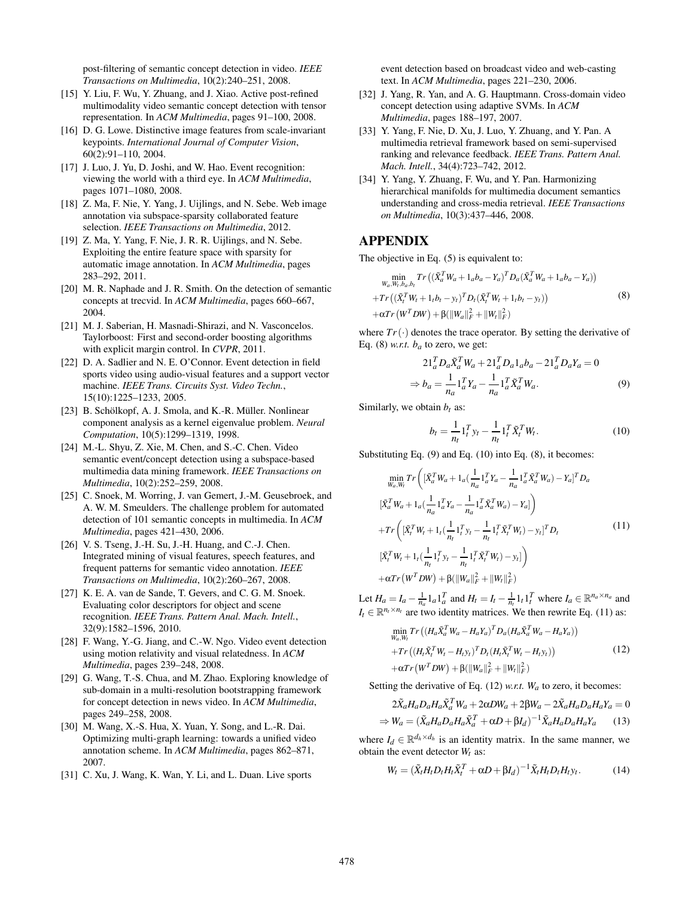post-filtering of semantic concept detection in video. *IEEE Transactions on Multimedia*, 10(2):240–251, 2008.

[15] Y. Liu, F. Wu, Y. Zhuang, and J. Xiao. Active post-refined multimodality video semantic concept detection with tensor representation. In *ACM Multimedia*, pages 91–100, 2008.

[16] D. G. Lowe. Distinctive image features from scale-invariant keypoints. *International Journal of Computer Vision*, 60(2):91–110, 2004.

[17] J. Luo, J. Yu, D. Joshi, and W. Hao. Event recognition: viewing the world with a third eye. In *ACM Multimedia*, pages 1071–1080, 2008.

[18] Z. Ma, F. Nie, Y. Yang, J. Uijlings, and N. Sebe. Web image annotation via subspace-sparsity collaborated feature selection. *IEEE Transactions on Multimedia*, 2012.

[19] Z. Ma, Y. Yang, F. Nie, J. R. R. Uijlings, and N. Sebe. Exploiting the entire feature space with sparsity for automatic image annotation. In *ACM Multimedia*, pages 283–292, 2011.

[20] M. R. Naphade and J. R. Smith. On the detection of semantic concepts at trecvid. In *ACM Multimedia*, pages 660–667, 2004.

[21] M. J. Saberian, H. Masnadi-Shirazi, and N. Vasconcelos. Taylorboost: First and second-order boosting algorithms with explicit margin control. In *CVPR*, 2011.

[22] D. A. Sadlier and N. E. O'Connor. Event detection in field sports video using audio-visual features and a support vector machine. *IEEE Trans. Circuits Syst. Video Techn.*, 15(10):1225–1233, 2005.

[23] B. Schölkopf, A. J. Smola, and K.-R. Müller. Nonlinear component analysis as a kernel eigenvalue problem. *Neural Computation*, 10(5):1299–1319, 1998.

[24] M.-L. Shyu, Z. Xie, M. Chen, and S.-C. Chen. Video semantic event/concept detection using a subspace-based multimedia data mining framework. *IEEE Transactions on Multimedia*, 10(2):252–259, 2008.

[25] C. Snoek, M. Worring, J. van Gemert, J.-M. Geusebroek, and A. W. M. Smeulders. The challenge problem for automated detection of 101 semantic concepts in multimedia. In *ACM Multimedia*, pages 421–430, 2006.

[26] V. S. Tseng, J.-H. Su, J.-H. Huang, and C.-J. Chen. Integrated mining of visual features, speech features, and frequent patterns for semantic video annotation. *IEEE Transactions on Multimedia*, 10(2):260–267, 2008.

[27] K. E. A. van de Sande, T. Gevers, and C. G. M. Snoek. Evaluating color descriptors for object and scene recognition. *IEEE Trans. Pattern Anal. Mach. Intell.*, 32(9):1582–1596, 2010.

[28] F. Wang, Y.-G. Jiang, and C.-W. Ngo. Video event detection using motion relativity and visual relatedness. In *ACM Multimedia*, pages 239–248, 2008.

[29] G. Wang, T.-S. Chua, and M. Zhao. Exploring knowledge of sub-domain in a multi-resolution bootstrapping framework for concept detection in news video. In *ACM Multimedia*, pages 249–258, 2008.

[30] M. Wang, X.-S. Hua, X. Yuan, Y. Song, and L.-R. Dai. Optimizing multi-graph learning: towards a unified video annotation scheme. In *ACM Multimedia*, pages 862–871, 2007.

[31] C. Xu, J. Wang, K. Wan, Y. Li, and L. Duan. Live sports event detection based on broadcast video and web-casting text. In *ACM Multimedia*, pages 221–230, 2006.

[32] J. Yang, R. Yan, and A. G. Hauptmann. Cross-domain video concept detection using adaptive SVMs. In *ACM Multimedia*, pages 188–197, 2007.

[33] Y. Yang, F. Nie, D. Xu, J. Luo, Y. Zhuang, and Y. Pan. A multimedia retrieval framework based on semi-supervised ranking and relevance feedback. *IEEE Trans. Pattern Anal. Mach. Intell.*, 34(4):723–742, 2012.

[34] Y. Yang, Y. Zhuang, F. Wu, and Y. Pan. Harmonizing hierarchical manifolds for multimedia document semantics understanding and cross-media retrieval. *IEEE Transactions on Multimedia*, 10(3):437–446, 2008.

# APPENDIX

The objective in Eq. (5) is equivalent to:

$$\begin{aligned}
&\min_{W_a,W_t,b_a,b_t} Tr\left((\tilde{X}_a^T W_a + 1_a b_a - Y_a)^T D_a (\tilde{X}_a^T W_a + 1_a b_a - Y_a)\right) \\
&+Tr\left((\tilde{X}_t^T W_t + 1_t b_t - y_t)^T D_t (\tilde{X}_t^T W_t + 1_t b_t - y_t)\right) \\
&+\alpha Tr\left(W^T D W\right) + \beta(\|W_a\|_F^2 + \|W_t\|_F^2)
\end{aligned} \tag{8}$$

where $Tr(\cdot)$ denotes the trace operator. By setting the derivative of Eq. (8) *w.r.t.* $b_a$ to zero, we get:

$$\begin{aligned}
&2 1_a^T D_a \tilde{X}_a^T W_a + 2 1_a^T D_a 1_a b_a - 2 1_a^T D_a Y_a = 0 \\
&\Rightarrow b_a = \frac{1}{n_a} 1_a^T Y_a - \frac{1}{n_a} 1_a^T \tilde{X}_a^T W_a.
\end{aligned} \tag{9}$$

Similarly, we obtain $b_t$ as:

$$b_t = \frac{1}{n_t} 1_t^T y_t - \frac{1}{n_t} 1_t^T \tilde{X}_t^T W_t. \tag{10}$$

Substituting Eq. (9) and Eq. (10) into Eq. (8), it becomes:

$$\begin{aligned}
&\min_{W_a,W_t} Tr\Bigg( [\tilde{X}_a^T W_a + 1_a(\frac{1}{n_a} 1_a^T Y_a - \frac{1}{n_a} 1_a^T \tilde{X}_a^T W_a) - Y_a]^T D_a \\
&[\tilde{X}_a^T W_a + 1_a(\frac{1}{n_a} 1_a^T Y_a - \frac{1}{n_a} 1_a^T \tilde{X}_a^T W_a) - Y_a]\Bigg) \\
&+Tr\Bigg( [\tilde{X}_t^T W_t + 1_t(\frac{1}{n_t} 1_t^T y_t - \frac{1}{n_t} 1_t^T \tilde{X}_t^T W_t) - y_t]^T D_t \\
&[\tilde{X}_t^T W_t + 1_t(\frac{1}{n_t} 1_t^T y_t - \frac{1}{n_t} 1_t^T \tilde{X}_t^T W_t) - y_t]\Bigg) \\
&+\alpha Tr\left(W^T D W\right) + \beta(\|W_a\|_F^2 + \|W_t\|_F^2)
\end{aligned} \tag{11}$$

Let $H_a = I_a - \frac{1}{n_a} 1_a 1_a^T$ and $H_t = I_t - \frac{1}{n_t} 1_t 1_t^T$ where $I_a \in \mathbb{R}^{n_a \times n_a}$ and $I_t \in \mathbb{R}^{n_t \times n_t}$ are two identity matrices. We then rewrite Eq. (11) as:

$$\begin{aligned}
&\min_{W_a,W_t} Tr\left((H_a \tilde{X}_a^T W_a - H_a Y_a)^T D_a (H_a \tilde{X}_a^T W_a - H_a Y_a)\right) \\
&+Tr\left((H_t \tilde{X}_t^T W_t - H_t y_t)^T D_t (H_t \tilde{X}_t^T W_t - H_t y_t)\right) \\
&+\alpha Tr\left(W^T D W\right) + \beta(\|W_a\|_F^2 + \|W_t\|_F^2)
\end{aligned} \tag{12}$$

Setting the derivative of Eq. (12) *w.r.t.* $W_a$ to zero, it becomes:

$$\begin{aligned}
&2\tilde{X}_a H_a D_a H_a \tilde{X}_a^T W_a + 2\alpha D W_a + 2\beta W_a - 2\tilde{X}_a H_a D_a H_a Y_a = 0 \\
&\Rightarrow W_a = (\tilde{X}_a H_a D_a H_a \tilde{X}_a^T + \alpha D + \beta I_d)^{-1} \tilde{X}_a H_a D_a H_a Y_a
\end{aligned} \tag{13}$$

where $I_d \in \mathbb{R}^{d_h \times d_h}$ is an identity matrix. In the same manner, we obtain the event detector $W_t$ as:

$$W_t = (\tilde{X}_t H_t D_t H_t \tilde{X}_t^T + \alpha D + \beta I_d)^{-1} \tilde{X}_t H_t D_t H_t y_t. \tag{14}$$